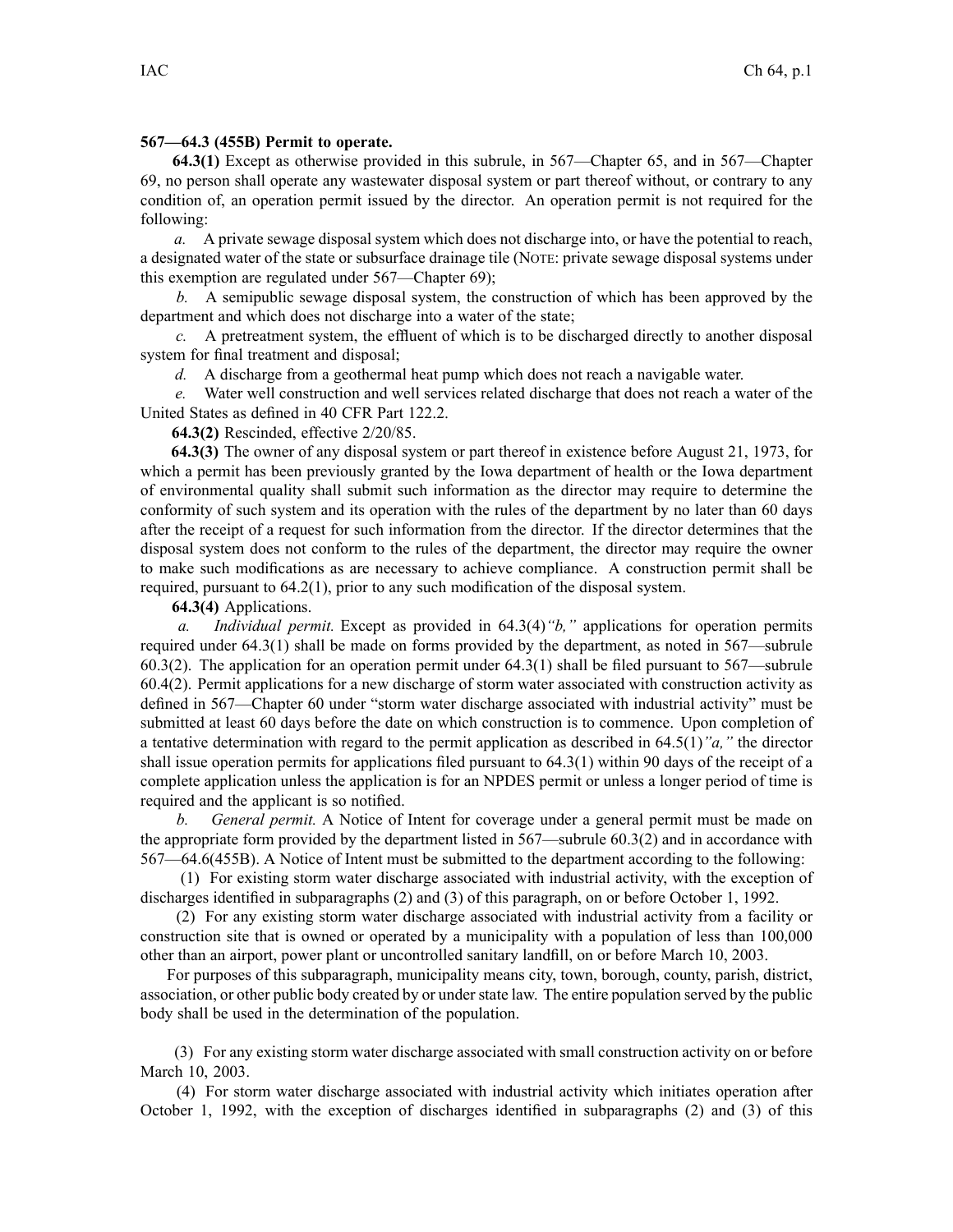**567—64.3 (455B) Permit to operate.**

**64.3(1)** Except as otherwise provided in this subrule, in 567—Chapter 65, and in 567—Chapter 69, no person shall operate any wastewater disposal system or part thereof without, or contrary to any condition of, an operation permit issued by the director. An operation permit is not required for the following:

*a.* A private sewage disposal system which does not discharge into, or have the potential to reach, a designated water of the state or subsurface drainage tile (NOTE: private sewage disposal systems under this exemption are regulated under 567—Chapter 69);

*b.* A semipublic sewage disposal system, the construction of which has been approved by the department and which does not discharge into a water of the state;

*c.* A pretreatment system, the effluent of which is to be discharged directly to another disposal system for final treatment and disposal;

*d.* A discharge from a geothermal heat pump which does not reach a navigable water.

*e.* Water well construction and well services related discharge that does not reach a water of the United States as defined in 40 CFR Part 122.2.

**64.3(2)** Rescinded, effective 2/20/85.

**64.3(3)** The owner of any disposal system or part thereof in existence before August 21, 1973, for which a permit has been previously granted by the Iowa department of health or the Iowa department of environmental quality shall submit such information as the director may require to determine the conformity of such system and its operation with the rules of the department by no later than 60 days after the receipt of a request for such information from the director. If the director determines that the disposal system does not conform to the rules of the department, the director may require the owner to make such modifications as are necessary to achieve compliance. A construction permit shall be required, pursuant to 64.2(1), prior to any such modification of the disposal system.

**64.3(4)** Applications.

*a. Individual permit.* Except as provided in 64.3(4)*"b,"* applications for operation permits required under 64.3(1) shall be made on forms provided by the department, as noted in 567—subrule 60.3(2). The application for an operation permit under 64.3(1) shall be filed pursuant to 567—subrule 60.4(2). Permit applications for a new discharge of storm water associated with construction activity as defined in 567—Chapter 60 under "storm water discharge associated with industrial activity" must be submitted at least 60 days before the date on which construction is to commence. Upon completion of a tentative determination with regard to the permit application as described in 64.5(1)*"a,"* the director shall issue operation permits for applications filed pursuant to 64.3(1) within 90 days of the receipt of a complete application unless the application is for an NPDES permit or unless a longer period of time is required and the applicant is so notified.

*b. General permit.* A Notice of Intent for coverage under a general permit must be made on the appropriate form provided by the department listed in 567—subrule 60.3(2) and in accordance with 567—64.6(455B). A Notice of Intent must be submitted to the department according to the following:

(1) For existing storm water discharge associated with industrial activity, with the exception of discharges identified in subparagraphs (2) and (3) of this paragraph, on or before October 1, 1992.

(2) For any existing storm water discharge associated with industrial activity from a facility or construction site that is owned or operated by a municipality with a population of less than 100,000 other than an airport, power plant or uncontrolled sanitary landfill, on or before March 10, 2003.

For purposes of this subparagraph, municipality means city, town, borough, county, parish, district, association, or other public body created by or under state law. The entire population served by the public body shall be used in the determination of the population.

(3) For any existing storm water discharge associated with small construction activity on or before March 10, 2003.

(4) For storm water discharge associated with industrial activity which initiates operation after October 1, 1992, with the exception of discharges identified in subparagraphs (2) and (3) of this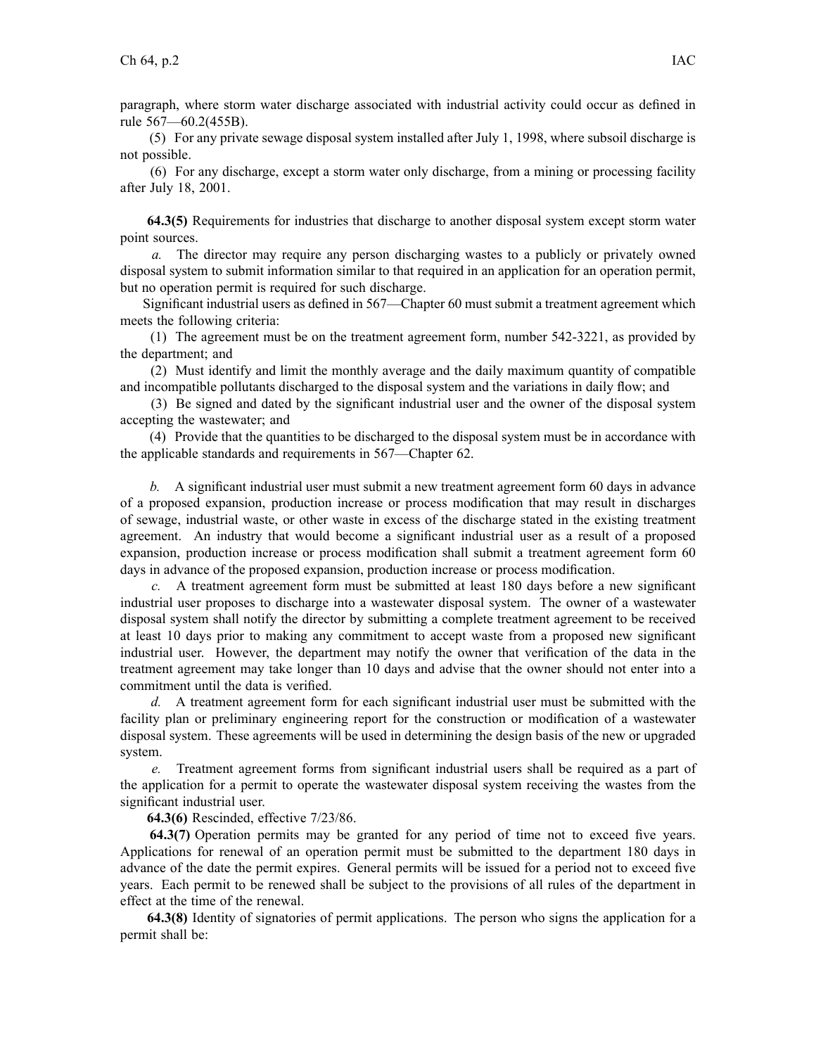paragraph, where storm water discharge associated with industrial activity could occur as defined in rule 567—60.2(455B).

(5) For any private sewage disposal system installed after July 1, 1998, where subsoil discharge is not possible.

(6) For any discharge, except a storm water only discharge, from a mining or processing facility after July 18, 2001.

**64.3(5)** Requirements for industries that discharge to another disposal system except storm water point sources.

*a.* The director may require any person discharging wastes to a publicly or privately owned disposal system to submit information similar to that required in an application for an operation permit, but no operation permit is required for such discharge.

Significant industrial users as defined in 567—Chapter 60 must submit a treatment agreement which meets the following criteria:

(1) The agreement must be on the treatment agreement form, number 542-3221, as provided by the department; and

(2) Must identify and limit the monthly average and the daily maximum quantity of compatible and incompatible pollutants discharged to the disposal system and the variations in daily flow; and

(3) Be signed and dated by the significant industrial user and the owner of the disposal system accepting the wastewater; and

(4) Provide that the quantities to be discharged to the disposal system must be in accordance with the applicable standards and requirements in 567—Chapter 62.

*b.* A significant industrial user must submit a new treatment agreement form 60 days in advance of a proposed expansion, production increase or process modification that may result in discharges of sewage, industrial waste, or other waste in excess of the discharge stated in the existing treatment agreement. An industry that would become a significant industrial user as a result of a proposed expansion, production increase or process modification shall submit a treatment agreement form 60 days in advance of the proposed expansion, production increase or process modification.

*c.* A treatment agreement form must be submitted at least 180 days before a new significant industrial user proposes to discharge into a wastewater disposal system. The owner of a wastewater disposal system shall notify the director by submitting a complete treatment agreement to be received at least 10 days prior to making any commitment to accept waste from a proposed new significant industrial user. However, the department may notify the owner that verification of the data in the treatment agreement may take longer than 10 days and advise that the owner should not enter into a commitment until the data is verified.

*d.* A treatment agreement form for each significant industrial user must be submitted with the facility plan or preliminary engineering report for the construction or modification of a wastewater disposal system. These agreements will be used in determining the design basis of the new or upgraded system.

*e.* Treatment agreement forms from significant industrial users shall be required as a part of the application for a permit to operate the wastewater disposal system receiving the wastes from the significant industrial user.

**64.3(6)** Rescinded, effective 7/23/86.

**64.3(7)** Operation permits may be granted for any period of time not to exceed five years. Applications for renewal of an operation permit must be submitted to the department 180 days in advance of the date the permit expires. General permits will be issued for a period not to exceed five years. Each permit to be renewed shall be subject to the provisions of all rules of the department in effect at the time of the renewal.

**64.3(8)** Identity of signatories of permit applications. The person who signs the application for a permit shall be: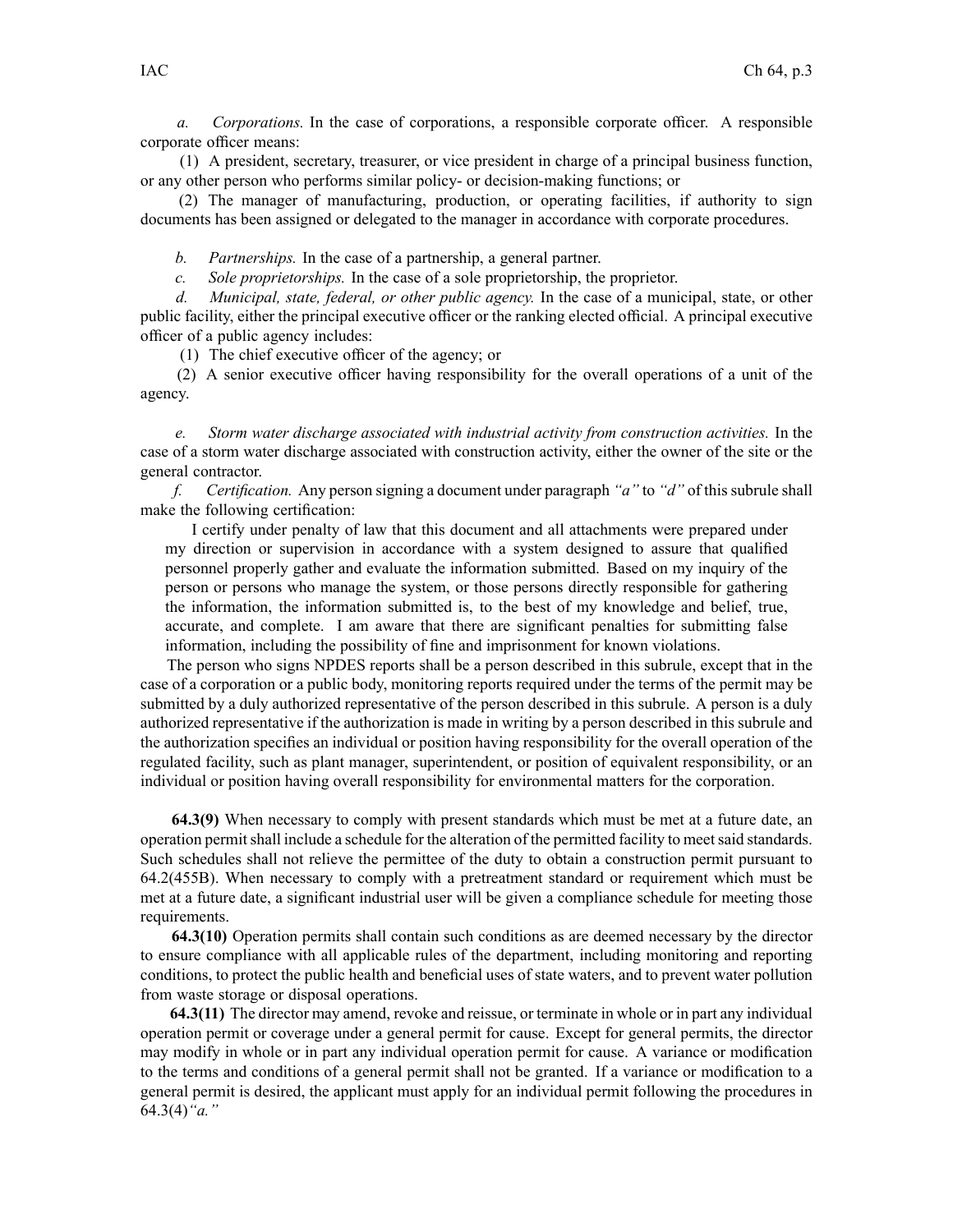*a. Corporations.* In the case of corporations, a responsible corporate officer. A responsible corporate officer means:

(1) A president, secretary, treasurer, or vice president in charge of a principal business function, or any other person who performs similar policy- or decision-making functions; or

(2) The manager of manufacturing, production, or operating facilities, if authority to sign documents has been assigned or delegated to the manager in accordance with corporate procedures.

*b. Partnerships.* In the case of a partnership, a general partner.

*c. Sole proprietorships.* In the case of a sole proprietorship, the proprietor.

*d. Municipal, state, federal, or other public agency.* In the case of a municipal, state, or other public facility, either the principal executive officer or the ranking elected official. A principal executive officer of a public agency includes:

(1) The chief executive officer of the agency; or

(2) A senior executive officer having responsibility for the overall operations of a unit of the agency.

*e. Storm water discharge associated with industrial activity from construction activities.* In the case of a storm water discharge associated with construction activity, either the owner of the site or the general contractor.

*f. Certification.* Any person signing a document under paragraph *"a"* to *"d"* of this subrule shall make the following certification:

> I certify under penalty of law that this document and all attachments were prepared under my direction or supervision in accordance with a system designed to assure that qualified personnel properly gather and evaluate the information submitted. Based on my inquiry of the person or persons who manage the system, or those persons directly responsible for gathering the information, the information submitted is, to the best of my knowledge and belief, true, accurate, and complete. I am aware that there are significant penalties for submitting false information, including the possibility of fine and imprisonment for known violations.

The person who signs NPDES reports shall be a person described in this subrule, except that in the case of a corporation or a public body, monitoring reports required under the terms of the permit may be submitted by a duly authorized representative of the person described in this subrule. A person is a duly authorized representative if the authorization is made in writing by a person described in this subrule and the authorization specifies an individual or position having responsibility for the overall operation of the regulated facility, such as plant manager, superintendent, or position of equivalent responsibility, or an individual or position having overall responsibility for environmental matters for the corporation.

**64.3(9)** When necessary to comply with present standards which must be met at a future date, an operation permit shall include a schedule for the alteration of the permitted facility to meet said standards. Such schedules shall not relieve the permittee of the duty to obtain a construction permit pursuant to 64.2(455B). When necessary to comply with a pretreatment standard or requirement which must be met at a future date, a significant industrial user will be given a compliance schedule for meeting those requirements.

**64.3(10)** Operation permits shall contain such conditions as are deemed necessary by the director to ensure compliance with all applicable rules of the department, including monitoring and reporting conditions, to protect the public health and beneficial uses of state waters, and to prevent water pollution from waste storage or disposal operations.

**64.3(11)** The director may amend, revoke and reissue, or terminate in whole or in part any individual operation permit or coverage under a general permit for cause. Except for general permits, the director may modify in whole or in part any individual operation permit for cause. A variance or modification to the terms and conditions of a general permit shall not be granted. If a variance or modification to a general permit is desired, the applicant must apply for an individual permit following the procedures in 64.3(4)*"a."*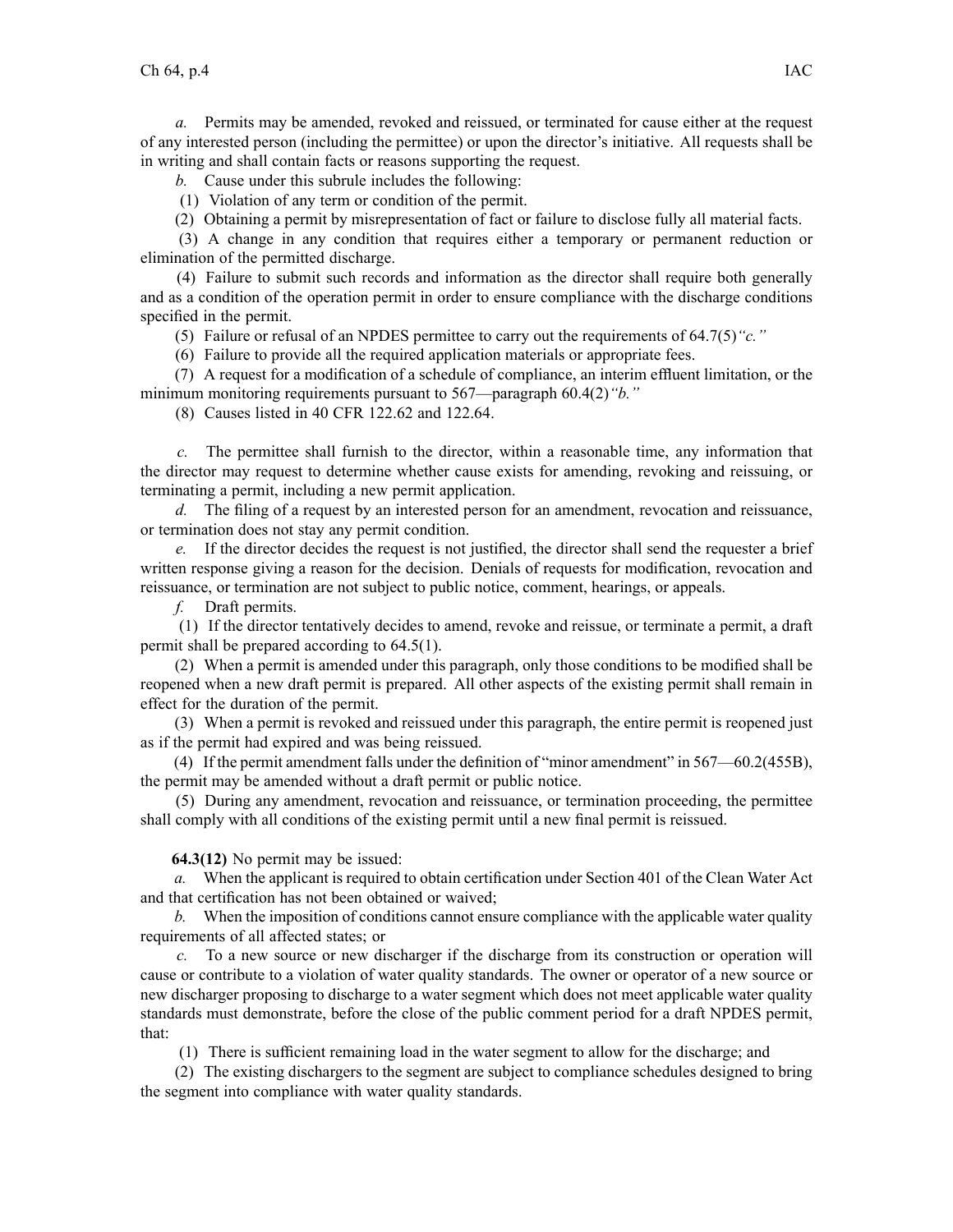*a.* Permits may be amended, revoked and reissued, or terminated for cause either at the request of any interested person (including the permittee) or upon the director's initiative. All requests shall be in writing and shall contain facts or reasons supporting the request.

*b.* Cause under this subrule includes the following:

(1) Violation of any term or condition of the permit.

(2) Obtaining a permit by misrepresentation of fact or failure to disclose fully all material facts.

(3) A change in any condition that requires either a temporary or permanent reduction or elimination of the permitted discharge.

(4) Failure to submit such records and information as the director shall require both generally and as a condition of the operation permit in order to ensure compliance with the discharge conditions specified in the permit.

(5) Failure or refusal of an NPDES permittee to carry out the requirements of 64.7(5)*"c."*

(6) Failure to provide all the required application materials or appropriate fees.

(7) A request for a modification of a schedule of compliance, an interim effluent limitation, or the minimum monitoring requirements pursuant to 567—paragraph 60.4(2)*"b."*

(8) Causes listed in 40 CFR 122.62 and 122.64.

*c.* The permittee shall furnish to the director, within a reasonable time, any information that the director may request to determine whether cause exists for amending, revoking and reissuing, or terminating a permit, including a new permit application.

*d.* The filing of a request by an interested person for an amendment, revocation and reissuance, or termination does not stay any permit condition.

*e.* If the director decides the request is not justified, the director shall send the requester a brief written response giving a reason for the decision. Denials of requests for modification, revocation and reissuance, or termination are not subject to public notice, comment, hearings, or appeals.

*f.* Draft permits.

(1) If the director tentatively decides to amend, revoke and reissue, or terminate a permit, a draft permit shall be prepared according to 64.5(1).

(2) When a permit is amended under this paragraph, only those conditions to be modified shall be reopened when a new draft permit is prepared. All other aspects of the existing permit shall remain in effect for the duration of the permit.

(3) When a permit is revoked and reissued under this paragraph, the entire permit is reopened just as if the permit had expired and was being reissued.

(4) If the permit amendment falls under the definition of "minor amendment" in 567—60.2(455B), the permit may be amended without a draft permit or public notice.

(5) During any amendment, revocation and reissuance, or termination proceeding, the permittee shall comply with all conditions of the existing permit until a new final permit is reissued.

**64.3(12)** No permit may be issued:

*a.* When the applicant is required to obtain certification under Section 401 of the Clean Water Act and that certification has not been obtained or waived;

*b.* When the imposition of conditions cannot ensure compliance with the applicable water quality requirements of all affected states; or

*c.* To a new source or new discharger if the discharge from its construction or operation will cause or contribute to a violation of water quality standards. The owner or operator of a new source or new discharger proposing to discharge to a water segment which does not meet applicable water quality standards must demonstrate, before the close of the public comment period for a draft NPDES permit, that:

(1) There is sufficient remaining load in the water segment to allow for the discharge; and

(2) The existing dischargers to the segment are subject to compliance schedules designed to bring the segment into compliance with water quality standards.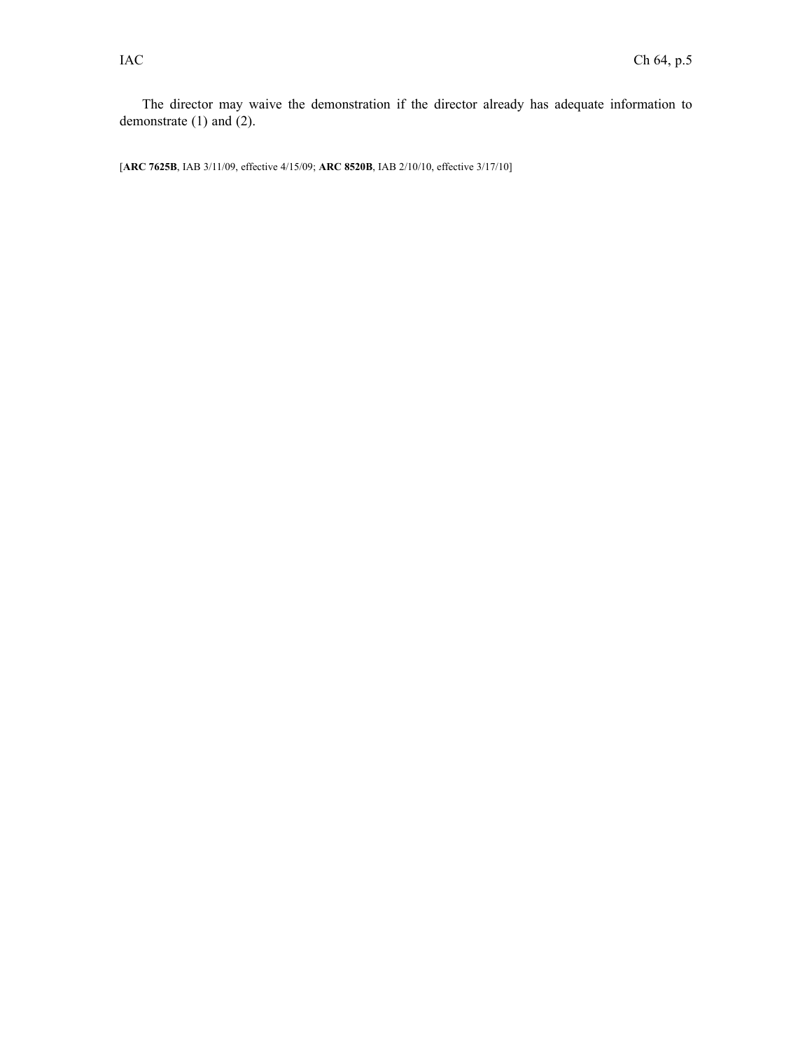The director may waive the demonstration if the director already has adequate information to demonstrate (1) and (2).

[**ARC 7625B**, IAB 3/11/09, effective 4/15/09; **ARC 8520B**, IAB 2/10/10, effective 3/17/10]